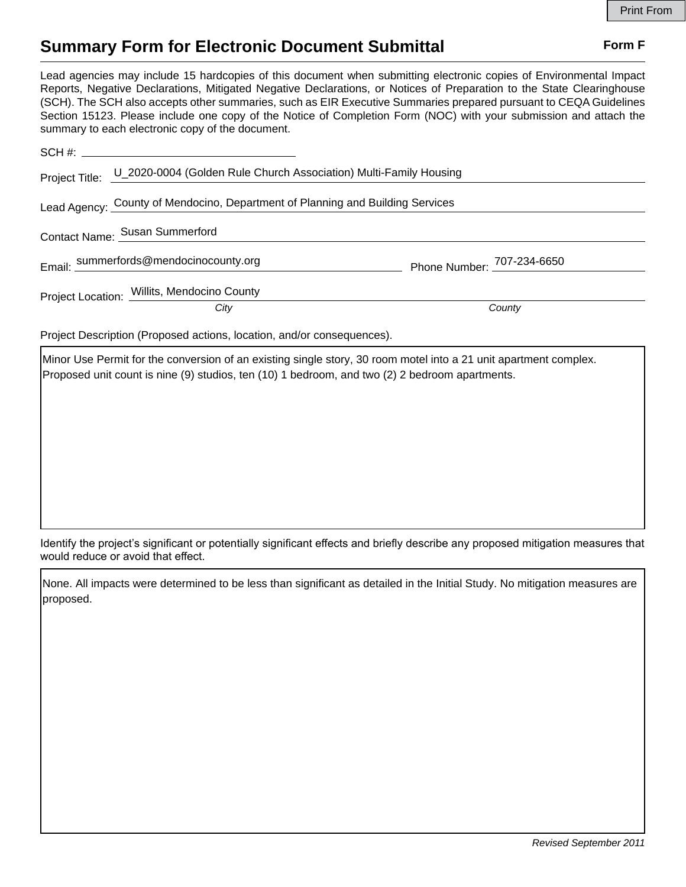# Summary Form for Electronic Document Submittal

**Form F**

Lead agencies may include 15 hardcopies of this document when submitting electronic copies of Environmental Impact Reports, Negative Declarations, Mitigated Negative Declarations, or Notices of Preparation to the State Clearinghouse (SCH). The SCH also accepts other summaries, such as EIR Executive Summaries prepared pursuant to CEQA Guidelines Section 15123. Please include one copy of the Notice of Completion Form (NOC) with your submission and attach the summary to each electronic copy of the document.

SCH #: 

Project Title: U_2020-0004 (Golden Rule Church Association) Multi-Family Housing

Lead Agency: County of Mendocino, Department of Planning and Building Services

Contact Name: Susan Summerford

Email: summerfords@mendocinocounty.org

Phone Number: 707-234-6650

Project Location: Willits, Mendocino County

*City* *County*

Project Description (Proposed actions, location, and/or consequences).

Minor Use Permit for the conversion of an existing single story, 30 room motel into a 21 unit apartment complex. Proposed unit count is nine (9) studios, ten (10) 1 bedroom, and two (2) 2 bedroom apartments.

Identify the project's significant or potentially significant effects and briefly describe any proposed mitigation measures that would reduce or avoid that effect.

None. All impacts were determined to be less than significant as detailed in the Initial Study. No mitigation measures are proposed.

*Revised September 2011*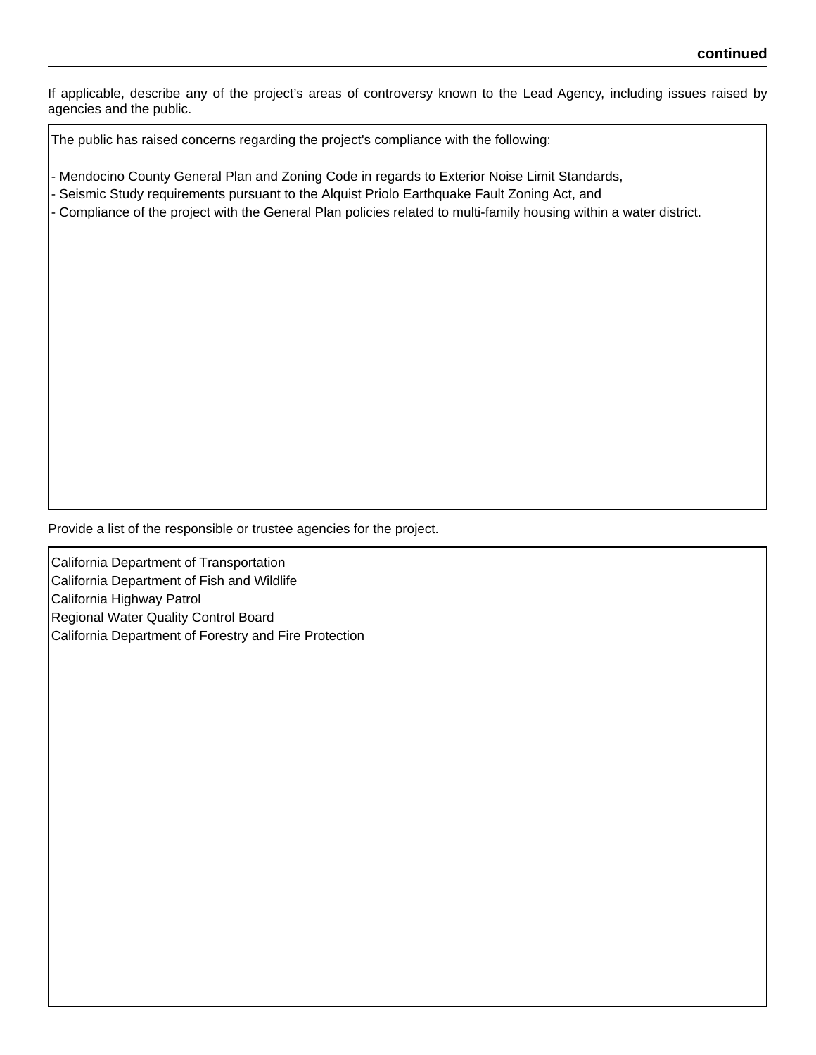**continued**

If applicable, describe any of the project's areas of controversy known to the Lead Agency, including issues raised by agencies and the public.

The public has raised concerns regarding the project's compliance with the following:

- Mendocino County General Plan and Zoning Code in regards to Exterior Noise Limit Standards,
- Seismic Study requirements pursuant to the Alquist Priolo Earthquake Fault Zoning Act, and
- Compliance of the project with the General Plan policies related to multi-family housing within a water district.

Provide a list of the responsible or trustee agencies for the project.

California Department of Transportation
California Department of Fish and Wildlife
California Highway Patrol
Regional Water Quality Control Board
California Department of Forestry and Fire Protection